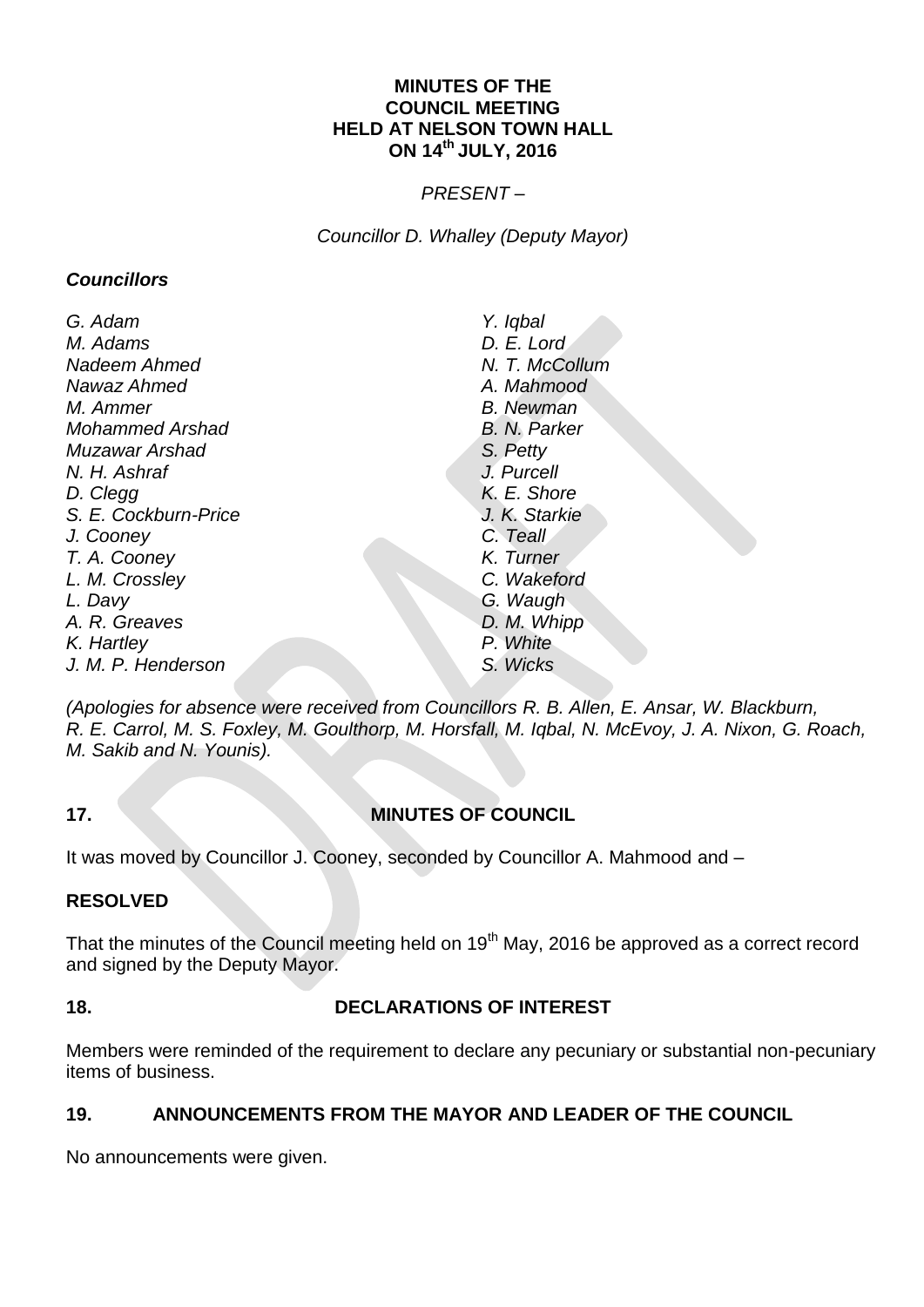**MINUTES OF THE COUNCIL MEETING HELD AT NELSON TOWN HALL ON 14th JULY, 2016**

*PRESENT –*

*Councillor D. Whalley (Deputy Mayor)*

***Councillors***

*G. Adam*
*M. Adams*
*Nadeem Ahmed*
*Nawaz Ahmed*
*M. Ammer*
*Mohammed Arshad*
*Muzawar Arshad*
*N. H. Ashraf*
*D. Clegg*
*S. E. Cockburn-Price*
*J. Cooney*
*T. A. Cooney*
*L. M. Crossley*
*L. Davy*
*A. R. Greaves*
*K. Hartley*
*J. M. P. Henderson*
*Y. Iqbal*
*D. E. Lord*
*N. T. McCollum*
*A. Mahmood*
*B. Newman*
*B. N. Parker*
*S. Petty*
*J. Purcell*
*K. E. Shore*
*J. K. Starkie*
*C. Teall*
*K. Turner*
*C. Wakeford*
*G. Waugh*
*D. M. Whipp*
*P. White*
*S. Wicks*

*(Apologies for absence were received from Councillors R. B. Allen, E. Ansar, W. Blackburn, R. E. Carrol, M. S. Foxley, M. Goulthorp, M. Horsfall, M. Iqbal, N. McEvoy, J. A. Nixon, G. Roach, M. Sakib and N. Younis).*

## 17. MINUTES OF COUNCIL

It was moved by Councillor J. Cooney, seconded by Councillor A. Mahmood and –

**RESOLVED**

That the minutes of the Council meeting held on 19th May, 2016 be approved as a correct record and signed by the Deputy Mayor.

## 18. DECLARATIONS OF INTEREST

Members were reminded of the requirement to declare any pecuniary or substantial non-pecuniary items of business.

## 19. ANNOUNCEMENTS FROM THE MAYOR AND LEADER OF THE COUNCIL

No announcements were given.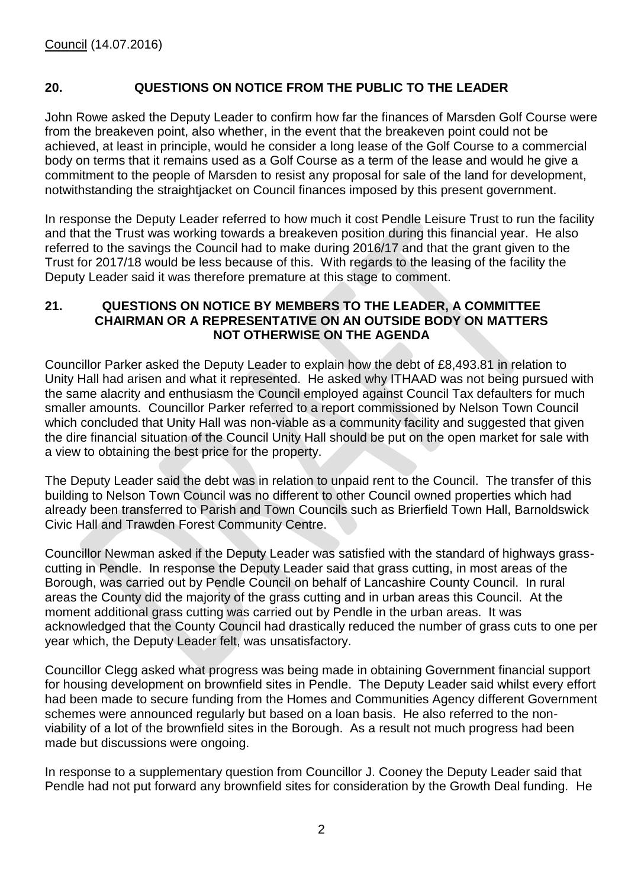Council (14.07.2016)

## 20. QUESTIONS ON NOTICE FROM THE PUBLIC TO THE LEADER

John Rowe asked the Deputy Leader to confirm how far the finances of Marsden Golf Course were from the breakeven point, also whether, in the event that the breakeven point could not be achieved, at least in principle, would he consider a long lease of the Golf Course to a commercial body on terms that it remains used as a Golf Course as a term of the lease and would he give a commitment to the people of Marsden to resist any proposal for sale of the land for development, notwithstanding the straightjacket on Council finances imposed by this present government.

In response the Deputy Leader referred to how much it cost Pendle Leisure Trust to run the facility and that the Trust was working towards a breakeven position during this financial year. He also referred to the savings the Council had to make during 2016/17 and that the grant given to the Trust for 2017/18 would be less because of this. With regards to the leasing of the facility the Deputy Leader said it was therefore premature at this stage to comment.

## 21. QUESTIONS ON NOTICE BY MEMBERS TO THE LEADER, A COMMITTEE CHAIRMAN OR A REPRESENTATIVE ON AN OUTSIDE BODY ON MATTERS NOT OTHERWISE ON THE AGENDA

Councillor Parker asked the Deputy Leader to explain how the debt of £8,493.81 in relation to Unity Hall had arisen and what it represented. He asked why ITHAAD was not being pursued with the same alacrity and enthusiasm the Council employed against Council Tax defaulters for much smaller amounts. Councillor Parker referred to a report commissioned by Nelson Town Council which concluded that Unity Hall was non-viable as a community facility and suggested that given the dire financial situation of the Council Unity Hall should be put on the open market for sale with a view to obtaining the best price for the property.

The Deputy Leader said the debt was in relation to unpaid rent to the Council. The transfer of this building to Nelson Town Council was no different to other Council owned properties which had already been transferred to Parish and Town Councils such as Brierfield Town Hall, Barnoldswick Civic Hall and Trawden Forest Community Centre.

Councillor Newman asked if the Deputy Leader was satisfied with the standard of highways grass-cutting in Pendle. In response the Deputy Leader said that grass cutting, in most areas of the Borough, was carried out by Pendle Council on behalf of Lancashire County Council. In rural areas the County did the majority of the grass cutting and in urban areas this Council. At the moment additional grass cutting was carried out by Pendle in the urban areas. It was acknowledged that the County Council had drastically reduced the number of grass cuts to one per year which, the Deputy Leader felt, was unsatisfactory.

Councillor Clegg asked what progress was being made in obtaining Government financial support for housing development on brownfield sites in Pendle. The Deputy Leader said whilst every effort had been made to secure funding from the Homes and Communities Agency different Government schemes were announced regularly but based on a loan basis. He also referred to the non-viability of a lot of the brownfield sites in the Borough. As a result not much progress had been made but discussions were ongoing.

In response to a supplementary question from Councillor J. Cooney the Deputy Leader said that Pendle had not put forward any brownfield sites for consideration by the Growth Deal funding. He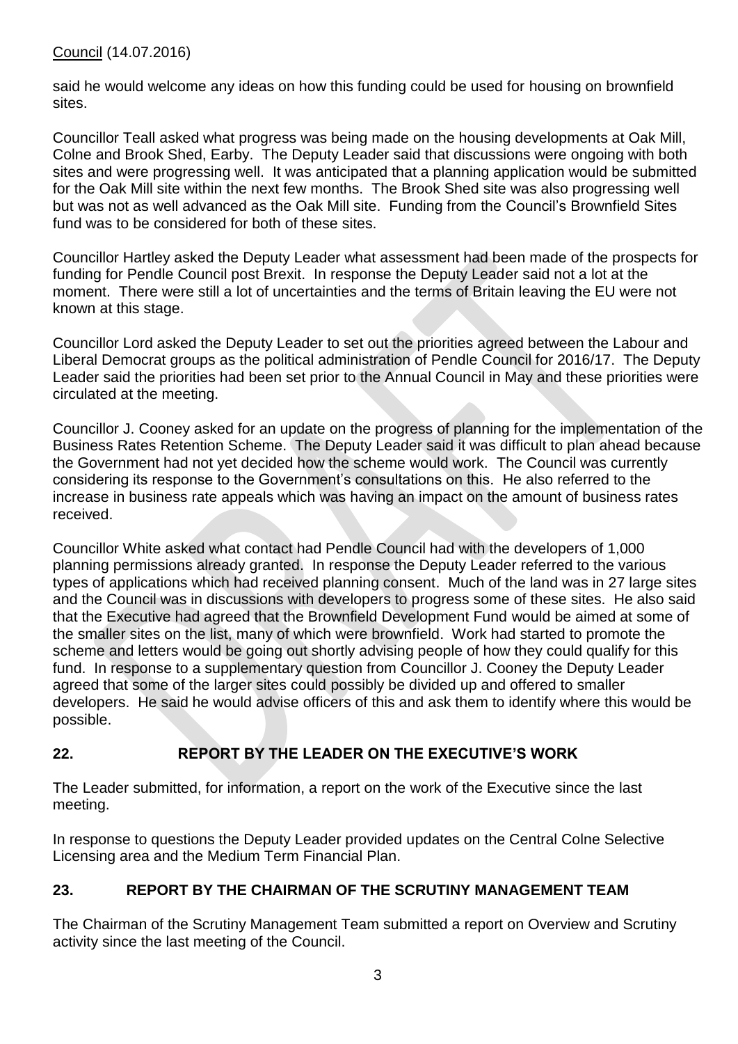said he would welcome any ideas on how this funding could be used for housing on brownfield sites.

Councillor Teall asked what progress was being made on the housing developments at Oak Mill, Colne and Brook Shed, Earby. The Deputy Leader said that discussions were ongoing with both sites and were progressing well. It was anticipated that a planning application would be submitted for the Oak Mill site within the next few months. The Brook Shed site was also progressing well but was not as well advanced as the Oak Mill site. Funding from the Council's Brownfield Sites fund was to be considered for both of these sites.

Councillor Hartley asked the Deputy Leader what assessment had been made of the prospects for funding for Pendle Council post Brexit. In response the Deputy Leader said not a lot at the moment. There were still a lot of uncertainties and the terms of Britain leaving the EU were not known at this stage.

Councillor Lord asked the Deputy Leader to set out the priorities agreed between the Labour and Liberal Democrat groups as the political administration of Pendle Council for 2016/17. The Deputy Leader said the priorities had been set prior to the Annual Council in May and these priorities were circulated at the meeting.

Councillor J. Cooney asked for an update on the progress of planning for the implementation of the Business Rates Retention Scheme. The Deputy Leader said it was difficult to plan ahead because the Government had not yet decided how the scheme would work. The Council was currently considering its response to the Government's consultations on this. He also referred to the increase in business rate appeals which was having an impact on the amount of business rates received.

Councillor White asked what contact had Pendle Council had with the developers of 1,000 planning permissions already granted. In response the Deputy Leader referred to the various types of applications which had received planning consent. Much of the land was in 27 large sites and the Council was in discussions with developers to progress some of these sites. He also said that the Executive had agreed that the Brownfield Development Fund would be aimed at some of the smaller sites on the list, many of which were brownfield. Work had started to promote the scheme and letters would be going out shortly advising people of how they could qualify for this fund. In response to a supplementary question from Councillor J. Cooney the Deputy Leader agreed that some of the larger sites could possibly be divided up and offered to smaller developers. He said he would advise officers of this and ask them to identify where this would be possible.

## 22. REPORT BY THE LEADER ON THE EXECUTIVE'S WORK

The Leader submitted, for information, a report on the work of the Executive since the last meeting.

In response to questions the Deputy Leader provided updates on the Central Colne Selective Licensing area and the Medium Term Financial Plan.

## 23. REPORT BY THE CHAIRMAN OF THE SCRUTINY MANAGEMENT TEAM

The Chairman of the Scrutiny Management Team submitted a report on Overview and Scrutiny activity since the last meeting of the Council.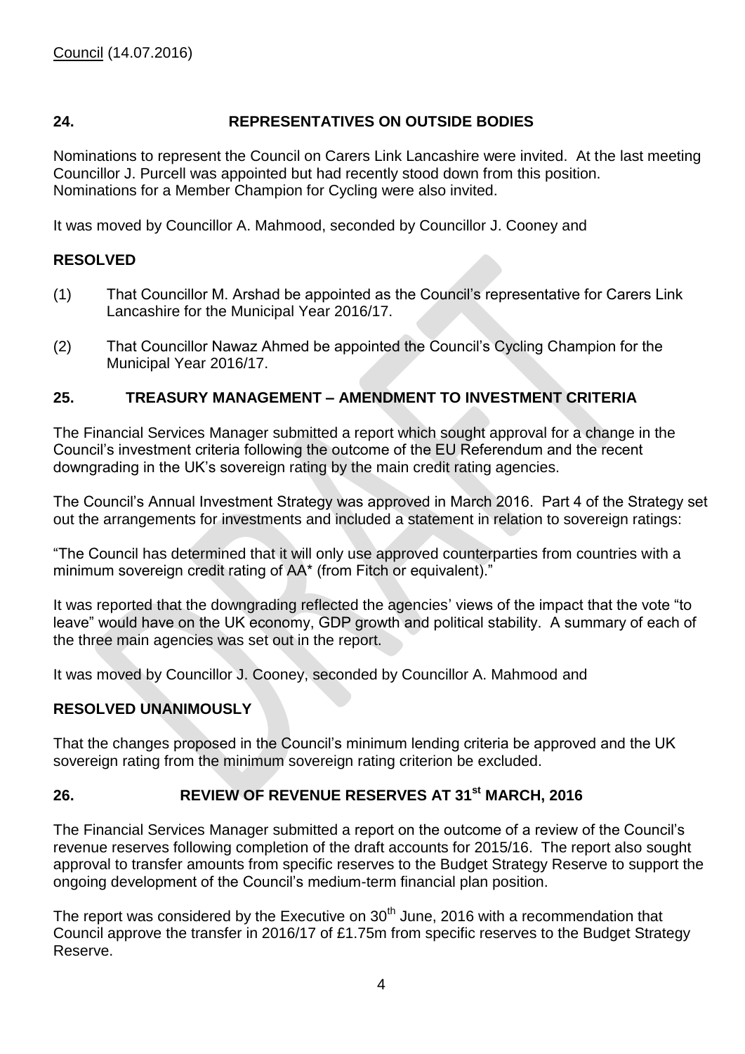Council (14.07.2016)

## 24. REPRESENTATIVES ON OUTSIDE BODIES

Nominations to represent the Council on Carers Link Lancashire were invited. At the last meeting Councillor J. Purcell was appointed but had recently stood down from this position. Nominations for a Member Champion for Cycling were also invited.

It was moved by Councillor A. Mahmood, seconded by Councillor J. Cooney and

**RESOLVED**

(1) That Councillor M. Arshad be appointed as the Council's representative for Carers Link Lancashire for the Municipal Year 2016/17.

(2) That Councillor Nawaz Ahmed be appointed the Council's Cycling Champion for the Municipal Year 2016/17.

## 25. TREASURY MANAGEMENT – AMENDMENT TO INVESTMENT CRITERIA

The Financial Services Manager submitted a report which sought approval for a change in the Council's investment criteria following the outcome of the EU Referendum and the recent downgrading in the UK's sovereign rating by the main credit rating agencies.

The Council's Annual Investment Strategy was approved in March 2016. Part 4 of the Strategy set out the arrangements for investments and included a statement in relation to sovereign ratings:

"The Council has determined that it will only use approved counterparties from countries with a minimum sovereign credit rating of AA* (from Fitch or equivalent)."

It was reported that the downgrading reflected the agencies' views of the impact that the vote "to leave" would have on the UK economy, GDP growth and political stability. A summary of each of the three main agencies was set out in the report.

It was moved by Councillor J. Cooney, seconded by Councillor A. Mahmood and

**RESOLVED UNANIMOUSLY**

That the changes proposed in the Council's minimum lending criteria be approved and the UK sovereign rating from the minimum sovereign rating criterion be excluded.

## 26. REVIEW OF REVENUE RESERVES AT 31st MARCH, 2016

The Financial Services Manager submitted a report on the outcome of a review of the Council's revenue reserves following completion of the draft accounts for 2015/16. The report also sought approval to transfer amounts from specific reserves to the Budget Strategy Reserve to support the ongoing development of the Council's medium-term financial plan position.

The report was considered by the Executive on 30th June, 2016 with a recommendation that Council approve the transfer in 2016/17 of £1.75m from specific reserves to the Budget Strategy Reserve.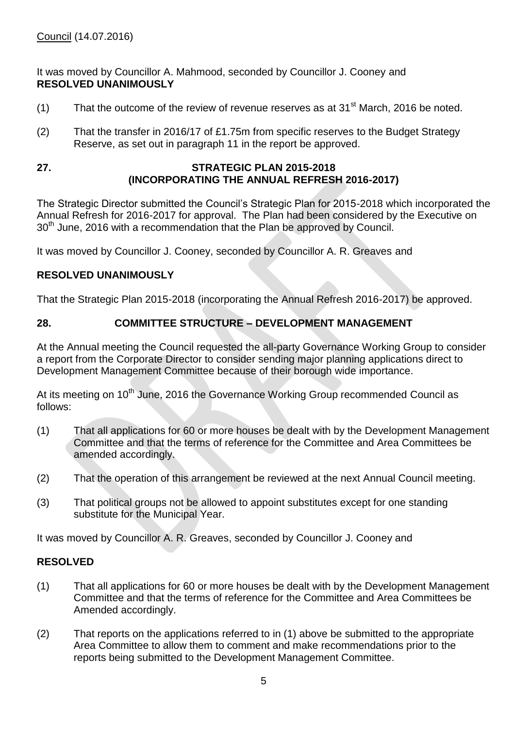Council (14.07.2016)

It was moved by Councillor A. Mahmood, seconded by Councillor J. Cooney and **RESOLVED UNANIMOUSLY**

(1) That the outcome of the review of revenue reserves as at 31st March, 2016 be noted.

(2) That the transfer in 2016/17 of £1.75m from specific reserves to the Budget Strategy Reserve, as set out in paragraph 11 in the report be approved.

## 27. STRATEGIC PLAN 2015-2018 (INCORPORATING THE ANNUAL REFRESH 2016-2017)

The Strategic Director submitted the Council's Strategic Plan for 2015-2018 which incorporated the Annual Refresh for 2016-2017 for approval. The Plan had been considered by the Executive on 30th June, 2016 with a recommendation that the Plan be approved by Council.

It was moved by Councillor J. Cooney, seconded by Councillor A. R. Greaves and

**RESOLVED UNANIMOUSLY**

That the Strategic Plan 2015-2018 (incorporating the Annual Refresh 2016-2017) be approved.

## 28. COMMITTEE STRUCTURE – DEVELOPMENT MANAGEMENT

At the Annual meeting the Council requested the all-party Governance Working Group to consider a report from the Corporate Director to consider sending major planning applications direct to Development Management Committee because of their borough wide importance.

At its meeting on 10th June, 2016 the Governance Working Group recommended Council as follows:

(1) That all applications for 60 or more houses be dealt with by the Development Management Committee and that the terms of reference for the Committee and Area Committees be amended accordingly.

(2) That the operation of this arrangement be reviewed at the next Annual Council meeting.

(3) That political groups not be allowed to appoint substitutes except for one standing substitute for the Municipal Year.

It was moved by Councillor A. R. Greaves, seconded by Councillor J. Cooney and

**RESOLVED**

(1) That all applications for 60 or more houses be dealt with by the Development Management Committee and that the terms of reference for the Committee and Area Committees be Amended accordingly.

(2) That reports on the applications referred to in (1) above be submitted to the appropriate Area Committee to allow them to comment and make recommendations prior to the reports being submitted to the Development Management Committee.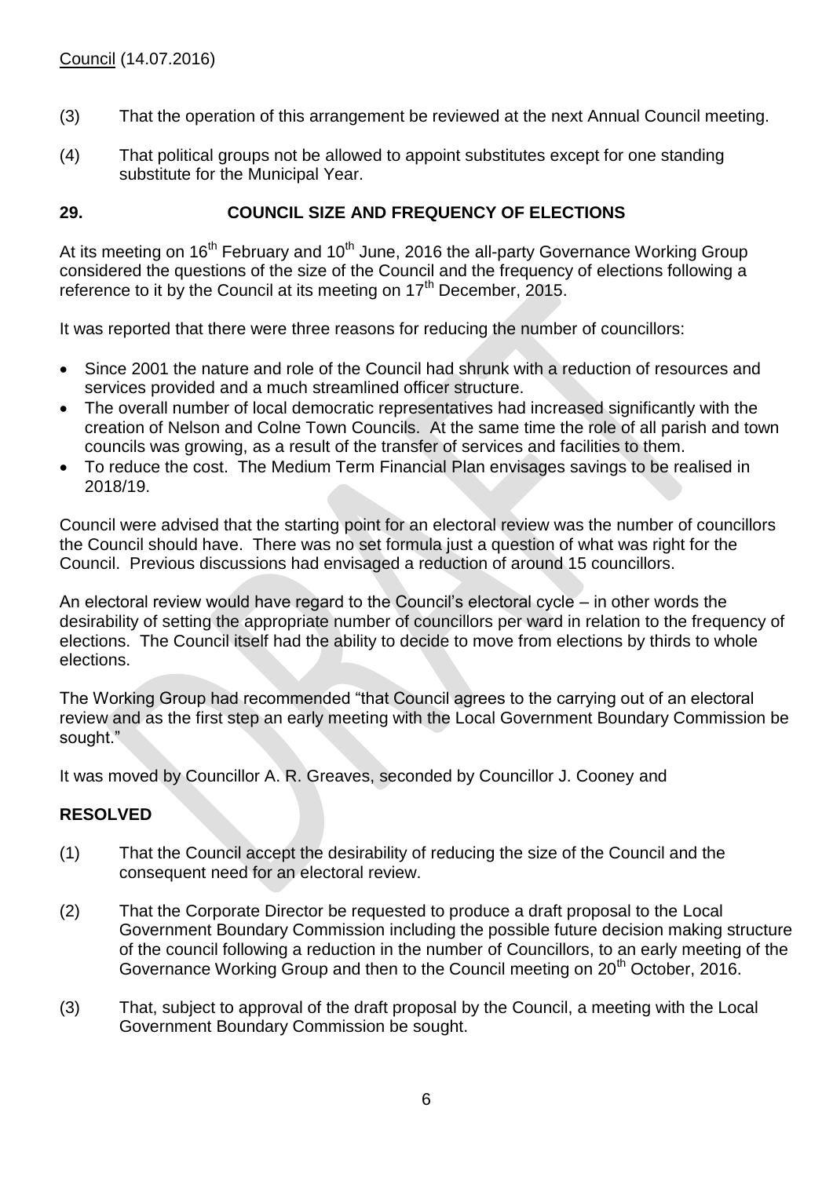(3) That the operation of this arrangement be reviewed at the next Annual Council meeting.

(4) That political groups not be allowed to appoint substitutes except for one standing substitute for the Municipal Year.

## 29. COUNCIL SIZE AND FREQUENCY OF ELECTIONS

At its meeting on 16th February and 10th June, 2016 the all-party Governance Working Group considered the questions of the size of the Council and the frequency of elections following a reference to it by the Council at its meeting on 17th December, 2015.

It was reported that there were three reasons for reducing the number of councillors:

- Since 2001 the nature and role of the Council had shrunk with a reduction of resources and services provided and a much streamlined officer structure.
- The overall number of local democratic representatives had increased significantly with the creation of Nelson and Colne Town Councils. At the same time the role of all parish and town councils was growing, as a result of the transfer of services and facilities to them.
- To reduce the cost. The Medium Term Financial Plan envisages savings to be realised in 2018/19.

Council were advised that the starting point for an electoral review was the number of councillors the Council should have. There was no set formula just a question of what was right for the Council. Previous discussions had envisaged a reduction of around 15 councillors.

An electoral review would have regard to the Council's electoral cycle – in other words the desirability of setting the appropriate number of councillors per ward in relation to the frequency of elections. The Council itself had the ability to decide to move from elections by thirds to whole elections.

The Working Group had recommended "that Council agrees to the carrying out of an electoral review and as the first step an early meeting with the Local Government Boundary Commission be sought."

It was moved by Councillor A. R. Greaves, seconded by Councillor J. Cooney and

**RESOLVED**

(1) That the Council accept the desirability of reducing the size of the Council and the consequent need for an electoral review.

(2) That the Corporate Director be requested to produce a draft proposal to the Local Government Boundary Commission including the possible future decision making structure of the council following a reduction in the number of Councillors, to an early meeting of the Governance Working Group and then to the Council meeting on 20th October, 2016.

(3) That, subject to approval of the draft proposal by the Council, a meeting with the Local Government Boundary Commission be sought.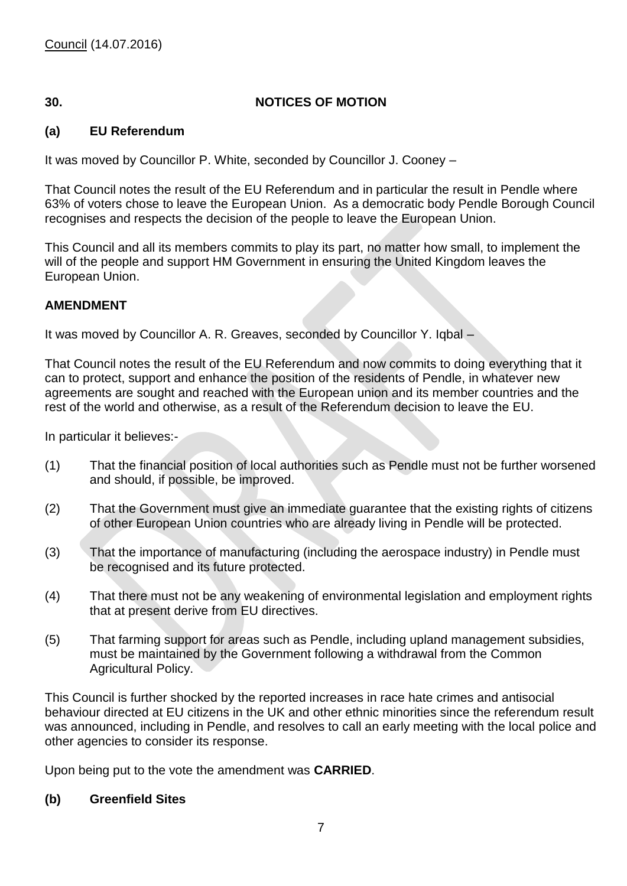Council (14.07.2016)

## 30. NOTICES OF MOTION

### (a) EU Referendum

It was moved by Councillor P. White, seconded by Councillor J. Cooney –

That Council notes the result of the EU Referendum and in particular the result in Pendle where 63% of voters chose to leave the European Union. As a democratic body Pendle Borough Council recognises and respects the decision of the people to leave the European Union.

This Council and all its members commits to play its part, no matter how small, to implement the will of the people and support HM Government in ensuring the United Kingdom leaves the European Union.

**AMENDMENT**

It was moved by Councillor A. R. Greaves, seconded by Councillor Y. Iqbal –

That Council notes the result of the EU Referendum and now commits to doing everything that it can to protect, support and enhance the position of the residents of Pendle, in whatever new agreements are sought and reached with the European union and its member countries and the rest of the world and otherwise, as a result of the Referendum decision to leave the EU.

In particular it believes:-

(1) That the financial position of local authorities such as Pendle must not be further worsened and should, if possible, be improved.

(2) That the Government must give an immediate guarantee that the existing rights of citizens of other European Union countries who are already living in Pendle will be protected.

(3) That the importance of manufacturing (including the aerospace industry) in Pendle must be recognised and its future protected.

(4) That there must not be any weakening of environmental legislation and employment rights that at present derive from EU directives.

(5) That farming support for areas such as Pendle, including upland management subsidies, must be maintained by the Government following a withdrawal from the Common Agricultural Policy.

This Council is further shocked by the reported increases in race hate crimes and antisocial behaviour directed at EU citizens in the UK and other ethnic minorities since the referendum result was announced, including in Pendle, and resolves to call an early meeting with the local police and other agencies to consider its response.

Upon being put to the vote the amendment was **CARRIED**.

### (b) Greenfield Sites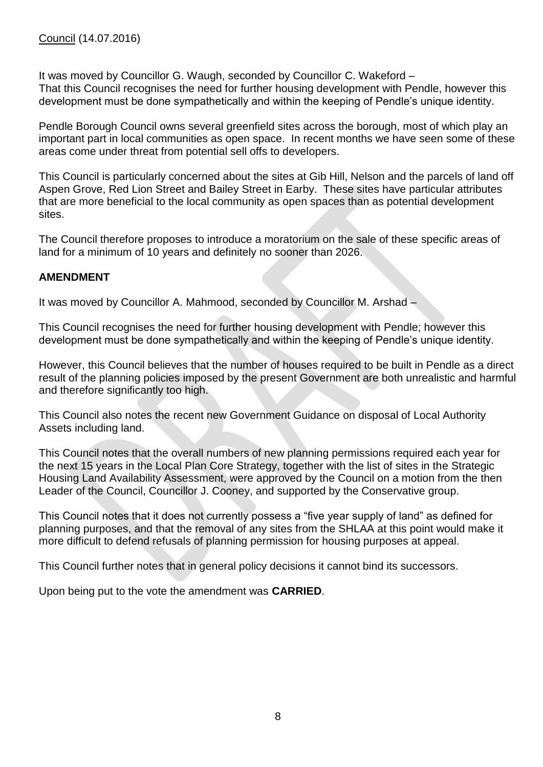Council (14.07.2016)

It was moved by Councillor G. Waugh, seconded by Councillor C. Wakeford –
That this Council recognises the need for further housing development with Pendle, however this development must be done sympathetically and within the keeping of Pendle's unique identity.

Pendle Borough Council owns several greenfield sites across the borough, most of which play an important part in local communities as open space. In recent months we have seen some of these areas come under threat from potential sell offs to developers.

This Council is particularly concerned about the sites at Gib Hill, Nelson and the parcels of land off Aspen Grove, Red Lion Street and Bailey Street in Earby. These sites have particular attributes that are more beneficial to the local community as open spaces than as potential development sites.

The Council therefore proposes to introduce a moratorium on the sale of these specific areas of land for a minimum of 10 years and definitely no sooner than 2026.

**AMENDMENT**

It was moved by Councillor A. Mahmood, seconded by Councillor M. Arshad –

This Council recognises the need for further housing development with Pendle; however this development must be done sympathetically and within the keeping of Pendle's unique identity.

However, this Council believes that the number of houses required to be built in Pendle as a direct result of the planning policies imposed by the present Government are both unrealistic and harmful and therefore significantly too high.

This Council also notes the recent new Government Guidance on disposal of Local Authority Assets including land.

This Council notes that the overall numbers of new planning permissions required each year for the next 15 years in the Local Plan Core Strategy, together with the list of sites in the Strategic Housing Land Availability Assessment, were approved by the Council on a motion from the then Leader of the Council, Councillor J. Cooney, and supported by the Conservative group.

This Council notes that it does not currently possess a "five year supply of land" as defined for planning purposes, and that the removal of any sites from the SHLAA at this point would make it more difficult to defend refusals of planning permission for housing purposes at appeal.

This Council further notes that in general policy decisions it cannot bind its successors.

Upon being put to the vote the amendment was **CARRIED**.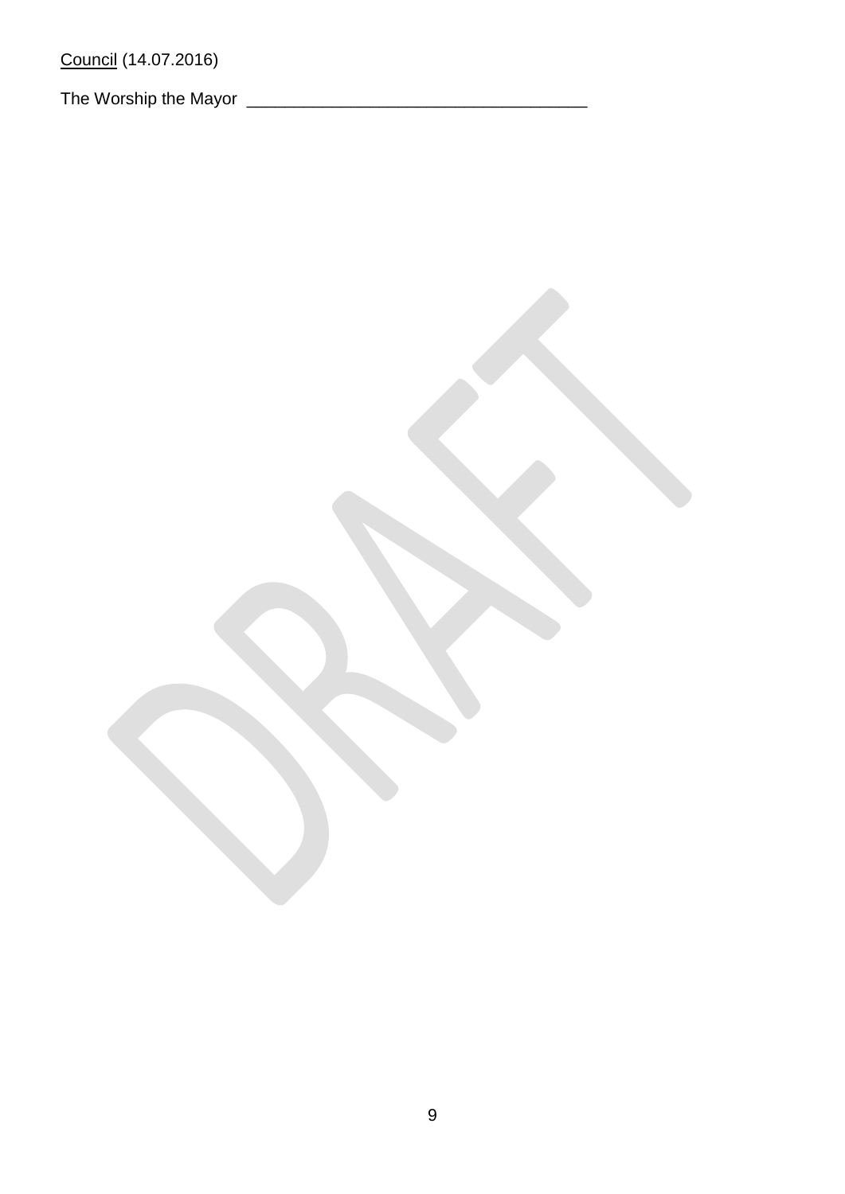The Worship the Mayor ____________________________________